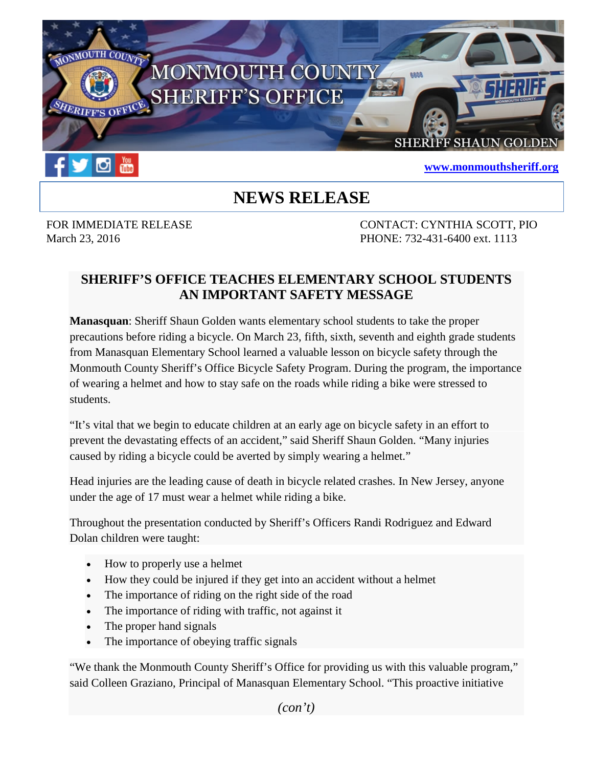MONMOUTH COUNTY SHERIFF'S OFFICE

SHERIFF SHAUN GOLDEN

www.monmouthsheriff.org

# NEWS RELEASE

FOR IMMEDIATE RELEASE
March 23, 2016

CONTACT: CYNTHIA SCOTT, PIO
PHONE: 732-431-6400 ext. 1113

## SHERIFF'S OFFICE TEACHES ELEMENTARY SCHOOL STUDENTS AN IMPORTANT SAFETY MESSAGE

**Manasquan**: Sheriff Shaun Golden wants elementary school students to take the proper precautions before riding a bicycle. On March 23, fifth, sixth, seventh and eighth grade students from Manasquan Elementary School learned a valuable lesson on bicycle safety through the Monmouth County Sheriff's Office Bicycle Safety Program. During the program, the importance of wearing a helmet and how to stay safe on the roads while riding a bike were stressed to students.

"It's vital that we begin to educate children at an early age on bicycle safety in an effort to prevent the devastating effects of an accident," said Sheriff Shaun Golden. "Many injuries caused by riding a bicycle could be averted by simply wearing a helmet."

Head injuries are the leading cause of death in bicycle related crashes. In New Jersey, anyone under the age of 17 must wear a helmet while riding a bike.

Throughout the presentation conducted by Sheriff's Officers Randi Rodriguez and Edward Dolan children were taught:

- How to properly use a helmet
- How they could be injured if they get into an accident without a helmet
- The importance of riding on the right side of the road
- The importance of riding with traffic, not against it
- The proper hand signals
- The importance of obeying traffic signals

"We thank the Monmouth County Sheriff's Office for providing us with this valuable program," said Colleen Graziano, Principal of Manasquan Elementary School. "This proactive initiative

*(con't)*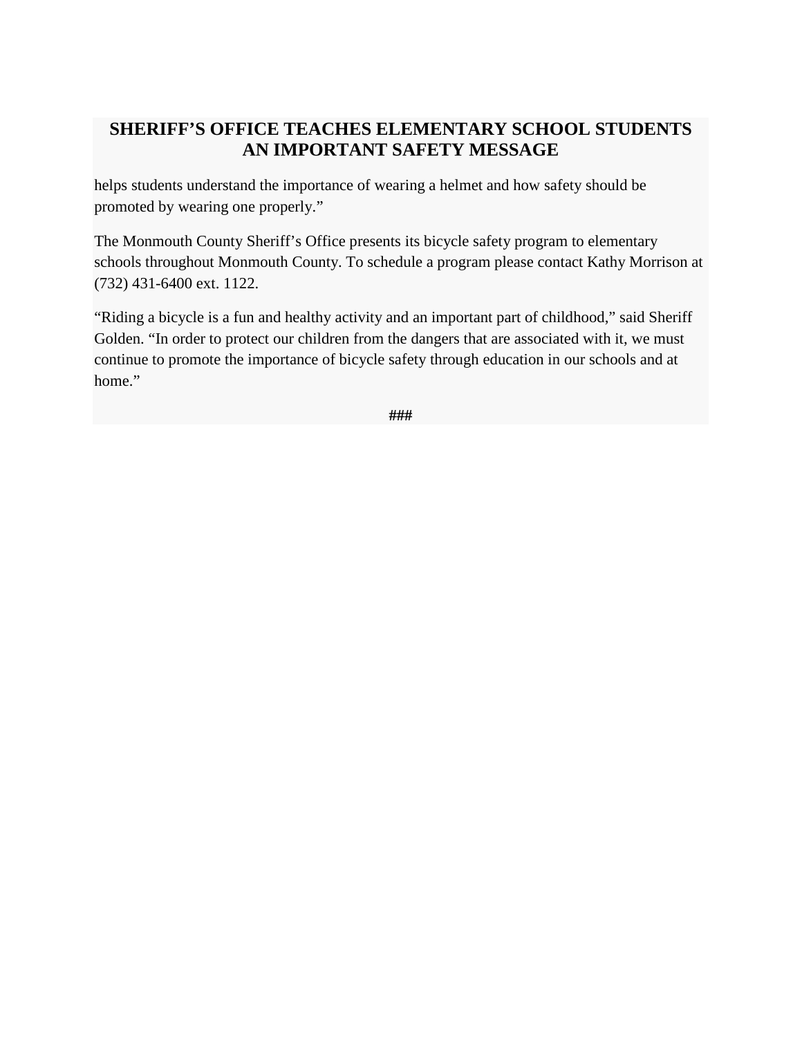helps students understand the importance of wearing a helmet and how safety should be promoted by wearing one properly."

The Monmouth County Sheriff's Office presents its bicycle safety program to elementary schools throughout Monmouth County. To schedule a program please contact Kathy Morrison at (732) 431-6400 ext. 1122.

"Riding a bicycle is a fun and healthy activity and an important part of childhood," said Sheriff Golden. "In order to protect our children from the dangers that are associated with it, we must continue to promote the importance of bicycle safety through education in our schools and at home."

**###**